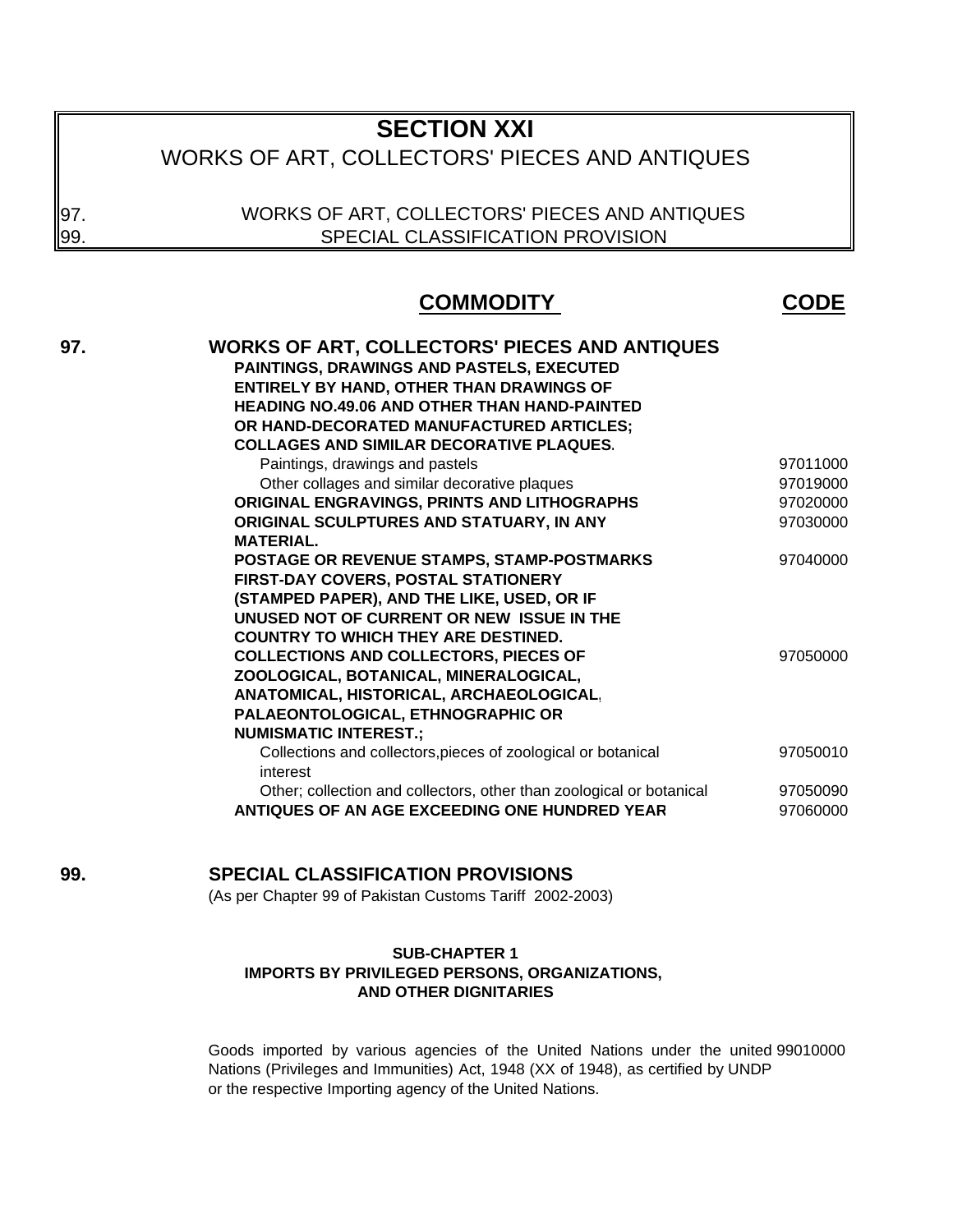# SECTION XXI

## WORKS OF ART, COLLECTORS' PIECES AND ANTIQUES

97. WORKS OF ART, COLLECTORS' PIECES AND ANTIQUES
99. SPECIAL CLASSIFICATION PROVISION

| | COMMODITY | CODE |
|---|---|---|
| **97.** | **WORKS OF ART, COLLECTORS' PIECES AND ANTIQUES** | |
| | **PAINTINGS, DRAWINGS AND PASTELS, EXECUTED ENTIRELY BY HAND, OTHER THAN DRAWINGS OF HEADING NO.49.06 AND OTHER THAN HAND-PAINTED OR HAND-DECORATED MANUFACTURED ARTICLES; COLLAGES AND SIMILAR DECORATIVE PLAQUES.** | |
| | Paintings, drawings and pastels | 97011000 |
| | Other collages and similar decorative plaques | 97019000 |
| | **ORIGINAL ENGRAVINGS, PRINTS AND LITHOGRAPHS** | 97020000 |
| | **ORIGINAL SCULPTURES AND STATUARY, IN ANY MATERIAL.** | 97030000 |
| | **POSTAGE OR REVENUE STAMPS, STAMP-POSTMARKS FIRST-DAY COVERS, POSTAL STATIONERY (STAMPED PAPER), AND THE LIKE, USED, OR IF UNUSED NOT OF CURRENT OR NEW ISSUE IN THE COUNTRY TO WHICH THEY ARE DESTINED.** | 97040000 |
| | **COLLECTIONS AND COLLECTORS, PIECES OF ZOOLOGICAL, BOTANICAL, MINERALOGICAL, ANATOMICAL, HISTORICAL, ARCHAEOLOGICAL, PALAEONTOLOGICAL, ETHNOGRAPHIC OR NUMISMATIC INTEREST.;** | 97050000 |
| | Collections and collectors,pieces of zoological or botanical interest | 97050010 |
| | Other; collection and collectors, other than zoological or botanical | 97050090 |
| | **ANTIQUES OF AN AGE EXCEEDING ONE HUNDRED YEAR** | 97060000 |

## 99. SPECIAL CLASSIFICATION PROVISIONS

(As per Chapter 99 of Pakistan Customs Tariff 2002-2003)

**SUB-CHAPTER 1**
**IMPORTS BY PRIVILEGED PERSONS, ORGANIZATIONS, AND OTHER DIGNITARIES**

| COMMODITY | CODE |
|---|---|
| Goods imported by various agencies of the United Nations under the united Nations (Privileges and Immunities) Act, 1948 (XX of 1948), as certified by UNDP or the respective Importing agency of the United Nations. | 99010000 |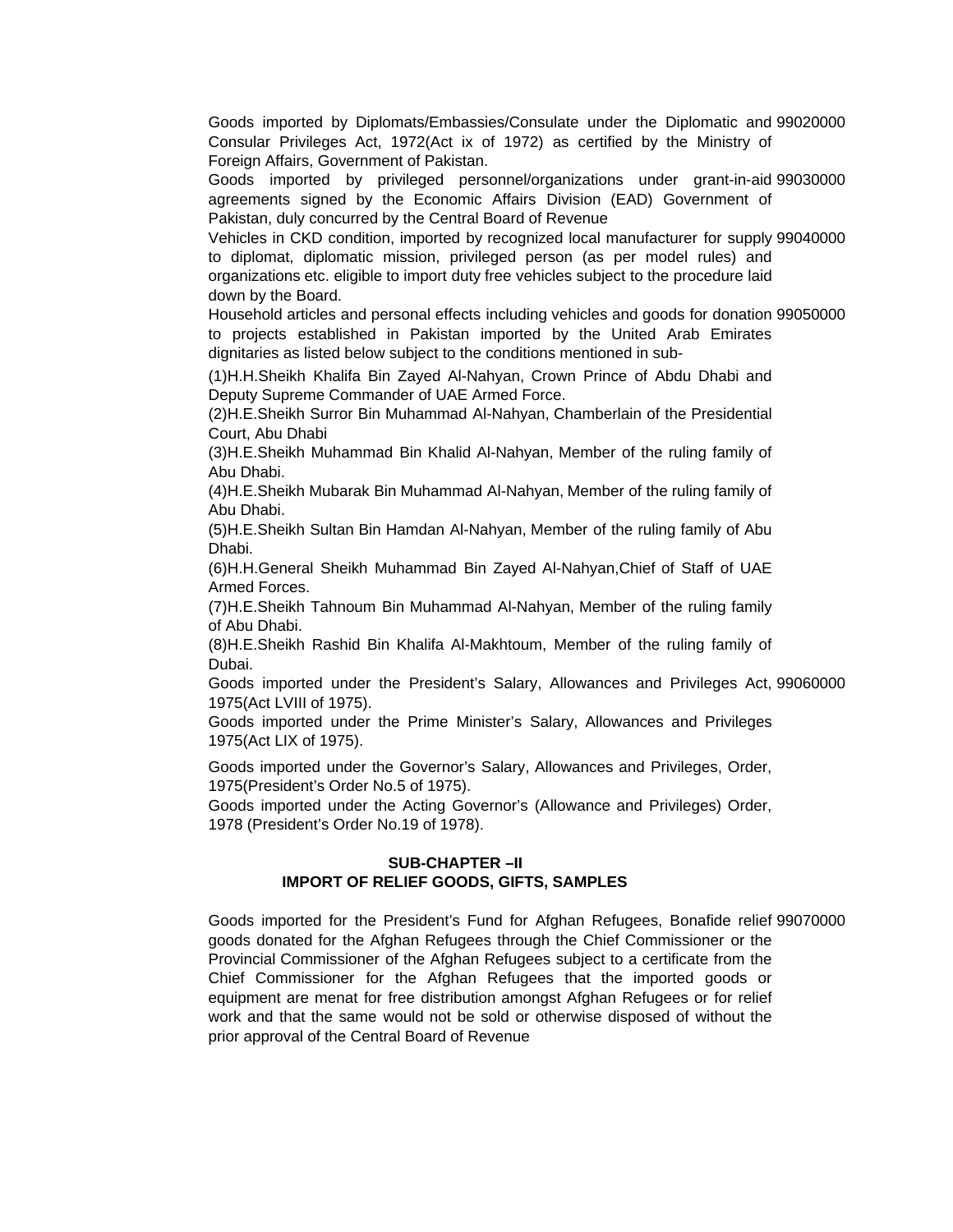| | |
|---|---|
| Goods imported by Diplomats/Embassies/Consulate under the Diplomatic and Consular Privileges Act, 1972(Act ix of 1972) as certified by the Ministry of Foreign Affairs, Government of Pakistan. | 99020000 |
| Goods imported by privileged personnel/organizations under grant-in-aid agreements signed by the Economic Affairs Division (EAD) Government of Pakistan, duly concurred by the Central Board of Revenue | 99030000 |
| Vehicles in CKD condition, imported by recognized local manufacturer for supply to diplomat, diplomatic mission, privileged person (as per model rules) and organizations etc. eligible to import duty free vehicles subject to the procedure laid down by the Board. | 99040000 |
| Household articles and personal effects including vehicles and goods for donation to projects established in Pakistan imported by the United Arab Emirates dignitaries as listed below subject to the conditions mentioned in sub- | 99050000 |
| (1)H.H.Sheikh Khalifa Bin Zayed Al-Nahyan, Crown Prince of Abdu Dhabi and Deputy Supreme Commander of UAE Armed Force. | |
| (2)H.E.Sheikh Surror Bin Muhammad Al-Nahyan, Chamberlain of the Presidential Court, Abu Dhabi | |
| (3)H.E.Sheikh Muhammad Bin Khalid Al-Nahyan, Member of the ruling family of Abu Dhabi. | |
| (4)H.E.Sheikh Mubarak Bin Muhammad Al-Nahyan, Member of the ruling family of Abu Dhabi. | |
| (5)H.E.Sheikh Sultan Bin Hamdan Al-Nahyan, Member of the ruling family of Abu Dhabi. | |
| (6)H.H.General Sheikh Muhammad Bin Zayed Al-Nahyan,Chief of Staff of UAE Armed Forces. | |
| (7)H.E.Sheikh Tahnoum Bin Muhammad Al-Nahyan, Member of the ruling family of Abu Dhabi. | |
| (8)H.E.Sheikh Rashid Bin Khalifa Al-Makhtoum, Member of the ruling family of Dubai. | |
| Goods imported under the President's Salary, Allowances and Privileges Act, 1975(Act LVIII of 1975). | 99060000 |
| Goods imported under the Prime Minister's Salary, Allowances and Privileges 1975(Act LIX of 1975). | |
| Goods imported under the Governor's Salary, Allowances and Privileges, Order, 1975(President's Order No.5 of 1975). | |
| Goods imported under the Acting Governor's (Allowance and Privileges) Order, 1978 (President's Order No.19 of 1978). | |

## SUB-CHAPTER –II
## IMPORT OF RELIEF GOODS, GIFTS, SAMPLES

| | |
|---|---|
| Goods imported for the President's Fund for Afghan Refugees, Bonafide relief goods donated for the Afghan Refugees through the Chief Commissioner or the Provincial Commissioner of the Afghan Refugees subject to a certificate from the Chief Commissioner for the Afghan Refugees that the imported goods or equipment are menat for free distribution amongst Afghan Refugees or for relief work and that the same would not be sold or otherwise disposed of without the prior approval of the Central Board of Revenue | 99070000 |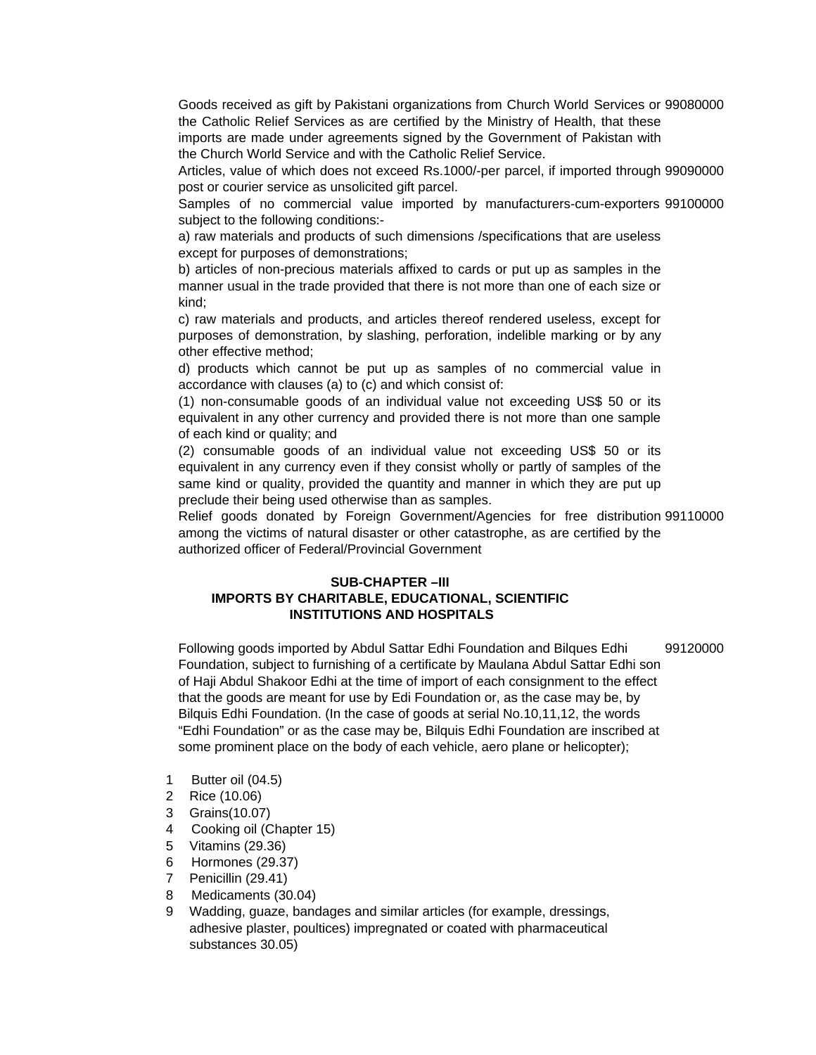| | |
|---|---|
| Goods received as gift by Pakistani organizations from Church World Services or the Catholic Relief Services as are certified by the Ministry of Health, that these imports are made under agreements signed by the Government of Pakistan with the Church World Service and with the Catholic Relief Service. | 99080000 |
| Articles, value of which does not exceed Rs.1000/-per parcel, if imported through post or courier service as unsolicited gift parcel. | 99090000 |
| Samples of no commercial value imported by manufacturers-cum-exporters subject to the following conditions:- | 99100000 |

a) raw materials and products of such dimensions /specifications that are useless except for purposes of demonstrations;

b) articles of non-precious materials affixed to cards or put up as samples in the manner usual in the trade provided that there is not more than one of each size or kind;

c) raw materials and products, and articles thereof rendered useless, except for purposes of demonstration, by slashing, perforation, indelible marking or by any other effective method;

d) products which cannot be put up as samples of no commercial value in accordance with clauses (a) to (c) and which consist of:

(1) non-consumable goods of an individual value not exceeding US$ 50 or its equivalent in any other currency and provided there is not more than one sample of each kind or quality; and

(2) consumable goods of an individual value not exceeding US$ 50 or its equivalent in any currency even if they consist wholly or partly of samples of the same kind or quality, provided the quantity and manner in which they are put up preclude their being used otherwise than as samples.

| | |
|---|---|
| Relief goods donated by Foreign Government/Agencies for free distribution among the victims of natural disaster or other catastrophe, as are certified by the authorized officer of Federal/Provincial Government | 99110000 |

## SUB-CHAPTER –III
## IMPORTS BY CHARITABLE, EDUCATIONAL, SCIENTIFIC INSTITUTIONS AND HOSPITALS

| | |
|---|---|
| Following goods imported by Abdul Sattar Edhi Foundation and Bilques Edhi Foundation, subject to furnishing of a certificate by Maulana Abdul Sattar Edhi son of Haji Abdul Shakoor Edhi at the time of import of each consignment to the effect that the goods are meant for use by Edi Foundation or, as the case may be, by Bilquis Edhi Foundation. (In the case of goods at serial No.10,11,12, the words "Edhi Foundation" or as the case may be, Bilquis Edhi Foundation are inscribed at some prominent place on the body of each vehicle, aero plane or helicopter); | 99120000 |

1 Butter oil (04.5)
2 Rice (10.06)
3 Grains(10.07)
4 Cooking oil (Chapter 15)
5 Vitamins (29.36)
6 Hormones (29.37)
7 Penicillin (29.41)
8 Medicaments (30.04)
9 Wadding, guaze, bandages and similar articles (for example, dressings, adhesive plaster, poultices) impregnated or coated with pharmaceutical substances 30.05)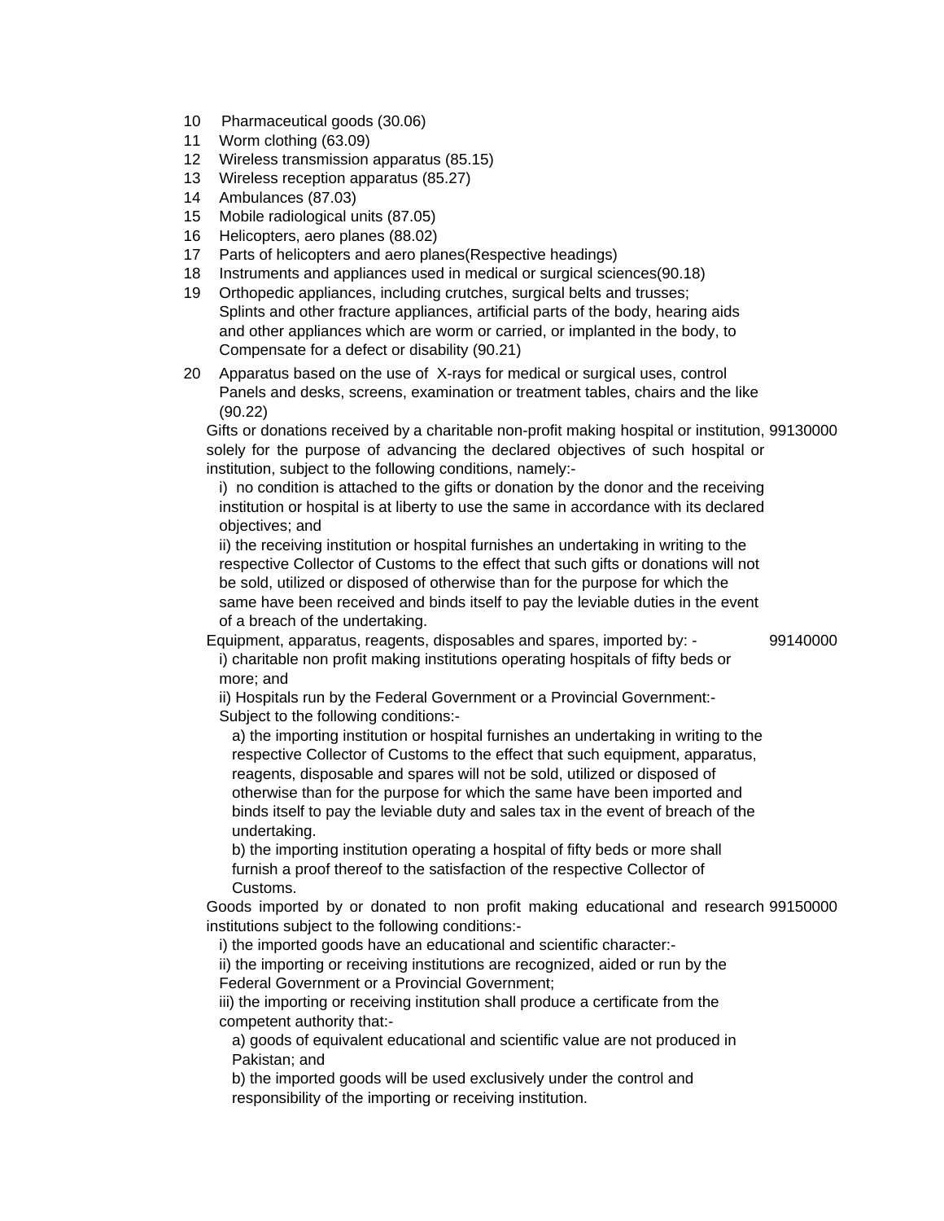10 Pharmaceutical goods (30.06)
11 Worm clothing (63.09)
12 Wireless transmission apparatus (85.15)
13 Wireless reception apparatus (85.27)
14 Ambulances (87.03)
15 Mobile radiological units (87.05)
16 Helicopters, aero planes (88.02)
17 Parts of helicopters and aero planes(Respective headings)
18 Instruments and appliances used in medical or surgical sciences(90.18)
19 Orthopedic appliances, including crutches, surgical belts and trusses; Splints and other fracture appliances, artificial parts of the body, hearing aids and other appliances which are worm or carried, or implanted in the body, to Compensate for a defect or disability (90.21)
20 Apparatus based on the use of X-rays for medical or surgical uses, control Panels and desks, screens, examination or treatment tables, chairs and the like (90.22)

| | |
|---|---|
| Gifts or donations received by a charitable non-profit making hospital or institution, solely for the purpose of advancing the declared objectives of such hospital or institution, subject to the following conditions, namely:-<br>i) no condition is attached to the gifts or donation by the donor and the receiving institution or hospital is at liberty to use the same in accordance with its declared objectives; and<br>ii) the receiving institution or hospital furnishes an undertaking in writing to the respective Collector of Customs to the effect that such gifts or donations will not be sold, utilized or disposed of otherwise than for the purpose for which the same have been received and binds itself to pay the leviable duties in the event of a breach of the undertaking. | 99130000 |
| Equipment, apparatus, reagents, disposables and spares, imported by: -<br>i) charitable non profit making institutions operating hospitals of fifty beds or more; and<br>ii) Hospitals run by the Federal Government or a Provincial Government:-<br>Subject to the following conditions:-<br>a) the importing institution or hospital furnishes an undertaking in writing to the respective Collector of Customs to the effect that such equipment, apparatus, reagents, disposable and spares will not be sold, utilized or disposed of otherwise than for the purpose for which the same have been imported and binds itself to pay the leviable duty and sales tax in the event of breach of the undertaking.<br>b) the importing institution operating a hospital of fifty beds or more shall furnish a proof thereof to the satisfaction of the respective Collector of Customs. | 99140000 |
| Goods imported by or donated to non profit making educational and research institutions subject to the following conditions:-<br>i) the imported goods have an educational and scientific character:-<br>ii) the importing or receiving institutions are recognized, aided or run by the Federal Government or a Provincial Government;<br>iii) the importing or receiving institution shall produce a certificate from the competent authority that:-<br>a) goods of equivalent educational and scientific value are not produced in Pakistan; and<br>b) the imported goods will be used exclusively under the control and responsibility of the importing or receiving institution. | 99150000 |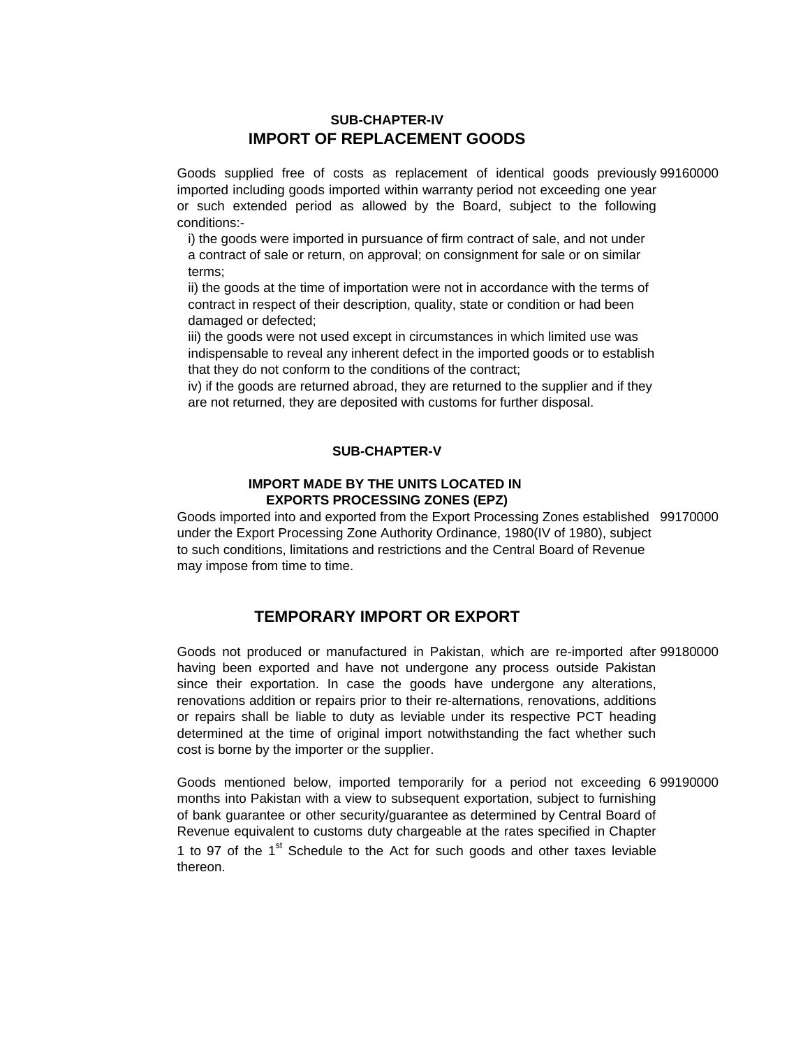### SUB-CHAPTER-IV

## IMPORT OF REPLACEMENT GOODS

| | |
|---|---|
| Goods supplied free of costs as replacement of identical goods previously imported including goods imported within warranty period not exceeding one year or such extended period as allowed by the Board, subject to the following conditions:-<br>i) the goods were imported in pursuance of firm contract of sale, and not under a contract of sale or return, on approval; on consignment for sale or on similar terms;<br>ii) the goods at the time of importation were not in accordance with the terms of contract in respect of their description, quality, state or condition or had been damaged or defected;<br>iii) the goods were not used except in circumstances in which limited use was indispensable to reveal any inherent defect in the imported goods or to establish that they do not conform to the conditions of the contract;<br>iv) if the goods are returned abroad, they are returned to the supplier and if they are not returned, they are deposited with customs for further disposal. | 99160000 |

### SUB-CHAPTER-V

### IMPORT MADE BY THE UNITS LOCATED IN EXPORTS PROCESSING ZONES (EPZ)

| | |
|---|---|
| Goods imported into and exported from the Export Processing Zones established under the Export Processing Zone Authority Ordinance, 1980(IV of 1980), subject to such conditions, limitations and restrictions and the Central Board of Revenue may impose from time to time. | 99170000 |

## TEMPORARY IMPORT OR EXPORT

| | |
|---|---|
| Goods not produced or manufactured in Pakistan, which are re-imported after having been exported and have not undergone any process outside Pakistan since their exportation. In case the goods have undergone any alterations, renovations addition or repairs prior to their re-alternations, renovations, additions or repairs shall be liable to duty as leviable under its respective PCT heading determined at the time of original import notwithstanding the fact whether such cost is borne by the importer or the supplier. | 99180000 |
| Goods mentioned below, imported temporarily for a period not exceeding 6 months into Pakistan with a view to subsequent exportation, subject to furnishing of bank guarantee or other security/guarantee as determined by Central Board of Revenue equivalent to customs duty chargeable at the rates specified in Chapter 1 to 97 of the 1st Schedule to the Act for such goods and other taxes leviable thereon. | 99190000 |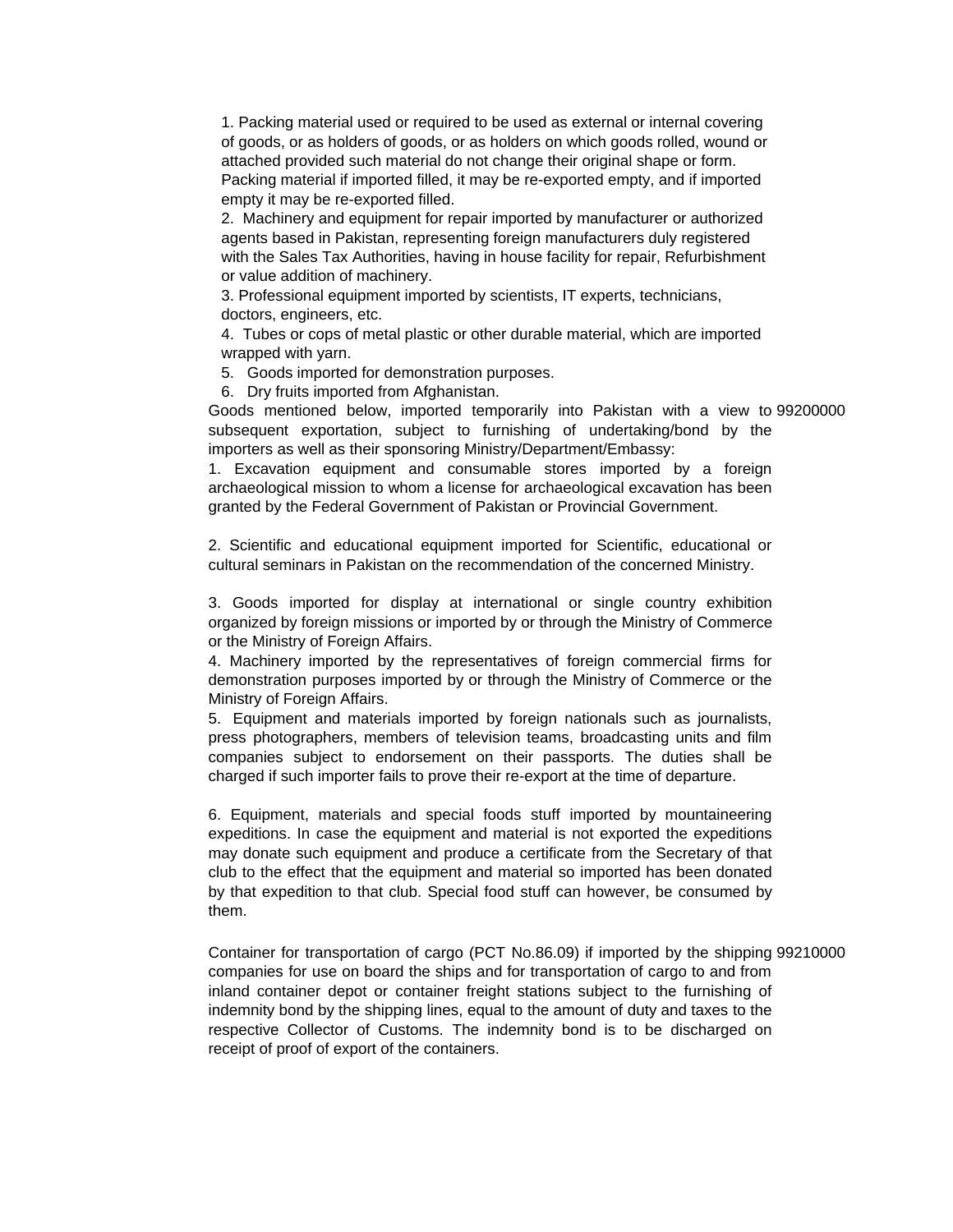1. Packing material used or required to be used as external or internal covering of goods, or as holders of goods, or as holders on which goods rolled, wound or attached provided such material do not change their original shape or form. Packing material if imported filled, it may be re-exported empty, and if imported empty it may be re-exported filled.
2. Machinery and equipment for repair imported by manufacturer or authorized agents based in Pakistan, representing foreign manufacturers duly registered with the Sales Tax Authorities, having in house facility for repair, Refurbishment or value addition of machinery.
3. Professional equipment imported by scientists, IT experts, technicians, doctors, engineers, etc.
4. Tubes or cops of metal plastic or other durable material, which are imported wrapped with yarn.
5. Goods imported for demonstration purposes.
6. Dry fruits imported from Afghanistan.

| | |
|---|---|
| Goods mentioned below, imported temporarily into Pakistan with a view to subsequent exportation, subject to furnishing of undertaking/bond by the importers as well as their sponsoring Ministry/Department/Embassy: | 99200000 |

1. Excavation equipment and consumable stores imported by a foreign archaeological mission to whom a license for archaeological excavation has been granted by the Federal Government of Pakistan or Provincial Government.

2. Scientific and educational equipment imported for Scientific, educational or cultural seminars in Pakistan on the recommendation of the concerned Ministry.

3. Goods imported for display at international or single country exhibition organized by foreign missions or imported by or through the Ministry of Commerce or the Ministry of Foreign Affairs.

4. Machinery imported by the representatives of foreign commercial firms for demonstration purposes imported by or through the Ministry of Commerce or the Ministry of Foreign Affairs.

5. Equipment and materials imported by foreign nationals such as journalists, press photographers, members of television teams, broadcasting units and film companies subject to endorsement on their passports. The duties shall be charged if such importer fails to prove their re-export at the time of departure.

6. Equipment, materials and special foods stuff imported by mountaineering expeditions. In case the equipment and material is not exported the expeditions may donate such equipment and produce a certificate from the Secretary of that club to the effect that the equipment and material so imported has been donated by that expedition to that club. Special food stuff can however, be consumed by them.

| | |
|---|---|
| Container for transportation of cargo (PCT No.86.09) if imported by the shipping companies for use on board the ships and for transportation of cargo to and from inland container depot or container freight stations subject to the furnishing of indemnity bond by the shipping lines, equal to the amount of duty and taxes to the respective Collector of Customs. The indemnity bond is to be discharged on receipt of proof of export of the containers. | 99210000 |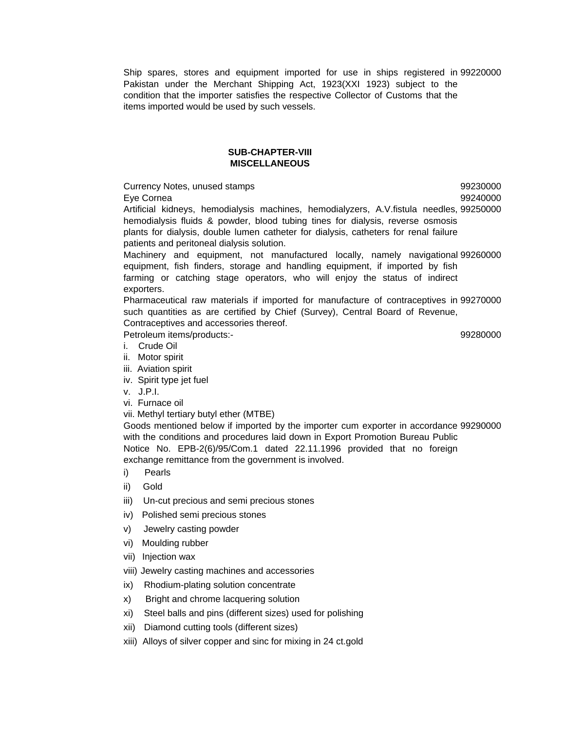| | |
|---|---|
| Ship spares, stores and equipment imported for use in ships registered in Pakistan under the Merchant Shipping Act, 1923(XXI 1923) subject to the condition that the importer satisfies the respective Collector of Customs that the items imported would be used by such vessels. | 99220000 |

**SUB-CHAPTER-VIII**
**MISCELLANEOUS**

| | |
|---|---|
| Currency Notes, unused stamps | 99230000 |
| Eye Cornea | 99240000 |
| Artificial kidneys, hemodialysis machines, hemodialyzers, A.V.fistula needles, hemodialysis fluids & powder, blood tubing tines for dialysis, reverse osmosis plants for dialysis, double lumen catheter for dialysis, catheters for renal failure patients and peritoneal dialysis solution. | 99250000 |
| Machinery and equipment, not manufactured locally, namely navigational equipment, fish finders, storage and handling equipment, if imported by fish farming or catching stage operators, who will enjoy the status of indirect exporters. | 99260000 |
| Pharmaceutical raw materials if imported for manufacture of contraceptives in such quantities as are certified by Chief (Survey), Central Board of Revenue, Contraceptives and accessories thereof. | 99270000 |
| Petroleum items/products:-<br>i. Crude Oil<br>ii. Motor spirit<br>iii. Aviation spirit<br>iv. Spirit type jet fuel<br>v. J.P.I.<br>vi. Furnace oil<br>vii. Methyl tertiary butyl ether (MTBE) | 99280000 |
| Goods mentioned below if imported by the importer cum exporter in accordance with the conditions and procedures laid down in Export Promotion Bureau Public Notice No. EPB-2(6)/95/Com.1 dated 22.11.1996 provided that no foreign exchange remittance from the government is involved.<br>i) Pearls<br>ii) Gold<br>iii) Un-cut precious and semi precious stones<br>iv) Polished semi precious stones<br>v) Jewelry casting powder<br>vi) Moulding rubber<br>vii) Injection wax<br>viii) Jewelry casting machines and accessories<br>ix) Rhodium-plating solution concentrate<br>x) Bright and chrome lacquering solution<br>xi) Steel balls and pins (different sizes) used for polishing<br>xii) Diamond cutting tools (different sizes)<br>xiii) Alloys of silver copper and sinc for mixing in 24 ct.gold | 99290000 |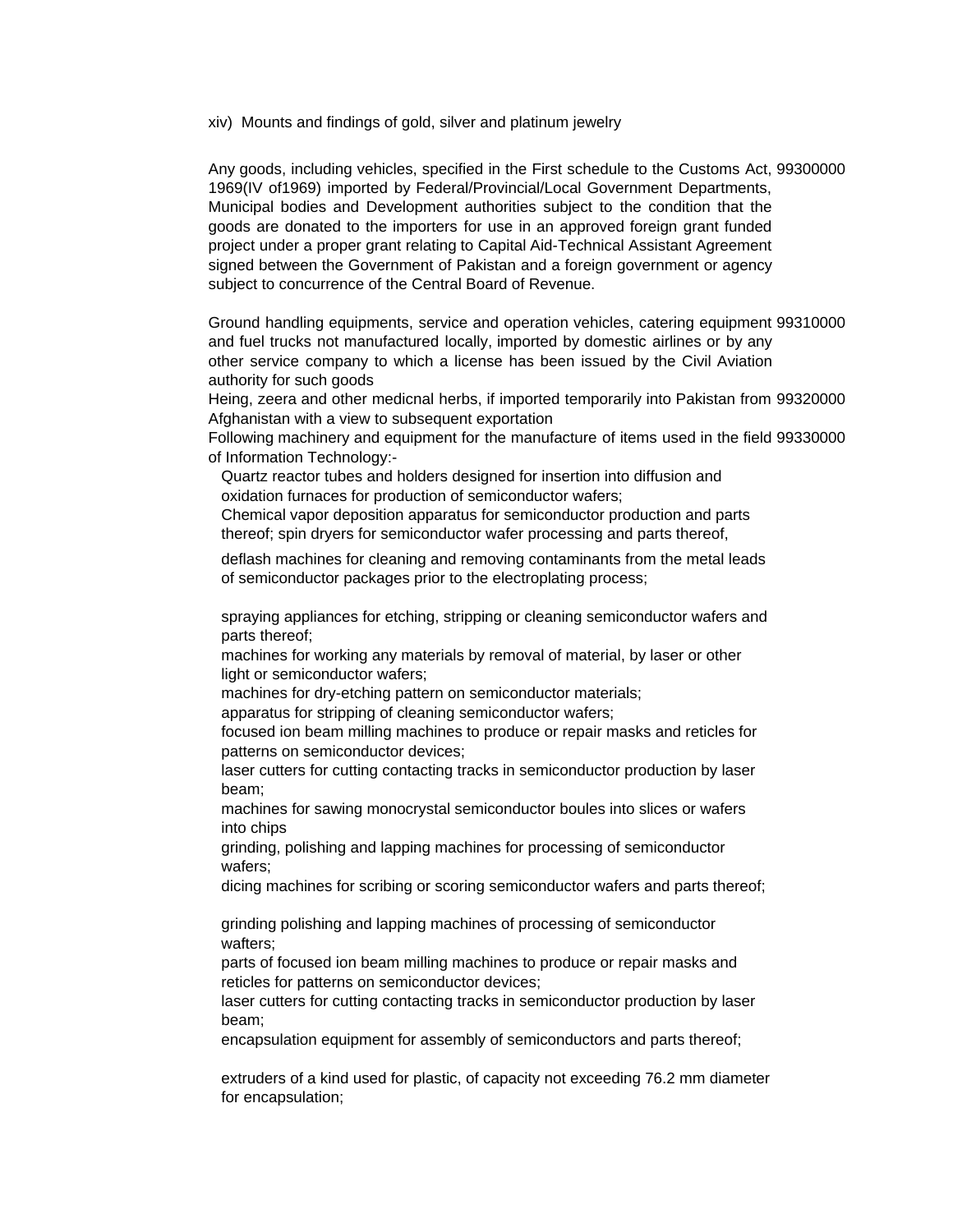xiv) Mounts and findings of gold, silver and platinum jewelry

| | |
|---|---|
| Any goods, including vehicles, specified in the First schedule to the Customs Act, 1969(IV of1969) imported by Federal/Provincial/Local Government Departments, Municipal bodies and Development authorities subject to the condition that the goods are donated to the importers for use in an approved foreign grant funded project under a proper grant relating to Capital Aid-Technical Assistant Agreement signed between the Government of Pakistan and a foreign government or agency subject to concurrence of the Central Board of Revenue. | 99300000 |
| Ground handling equipments, service and operation vehicles, catering equipment and fuel trucks not manufactured locally, imported by domestic airlines or by any other service company to which a license has been issued by the Civil Aviation authority for such goods | 99310000 |
| Heing, zeera and other medicnal herbs, if imported temporarily into Pakistan from Afghanistan with a view to subsequent exportation | 99320000 |
| Following machinery and equipment for the manufacture of items used in the field of Information Technology:- | 99330000 |

Quartz reactor tubes and holders designed for insertion into diffusion and oxidation furnaces for production of semiconductor wafers;

Chemical vapor deposition apparatus for semiconductor production and parts thereof; spin dryers for semiconductor wafer processing and parts thereof,

deflash machines for cleaning and removing contaminants from the metal leads of semiconductor packages prior to the electroplating process;

spraying appliances for etching, stripping or cleaning semiconductor wafers and parts thereof;

machines for working any materials by removal of material, by laser or other light or semiconductor wafers;

machines for dry-etching pattern on semiconductor materials;

apparatus for stripping of cleaning semiconductor wafers;

focused ion beam milling machines to produce or repair masks and reticles for patterns on semiconductor devices;

laser cutters for cutting contacting tracks in semiconductor production by laser beam;

machines for sawing monocrystal semiconductor boules into slices or wafers into chips

grinding, polishing and lapping machines for processing of semiconductor wafers;

dicing machines for scribing or scoring semiconductor wafers and parts thereof;

grinding polishing and lapping machines of processing of semiconductor wafters;

parts of focused ion beam milling machines to produce or repair masks and reticles for patterns on semiconductor devices;

laser cutters for cutting contacting tracks in semiconductor production by laser beam;

encapsulation equipment for assembly of semiconductors and parts thereof;

extruders of a kind used for plastic, of capacity not exceeding 76.2 mm diameter for encapsulation;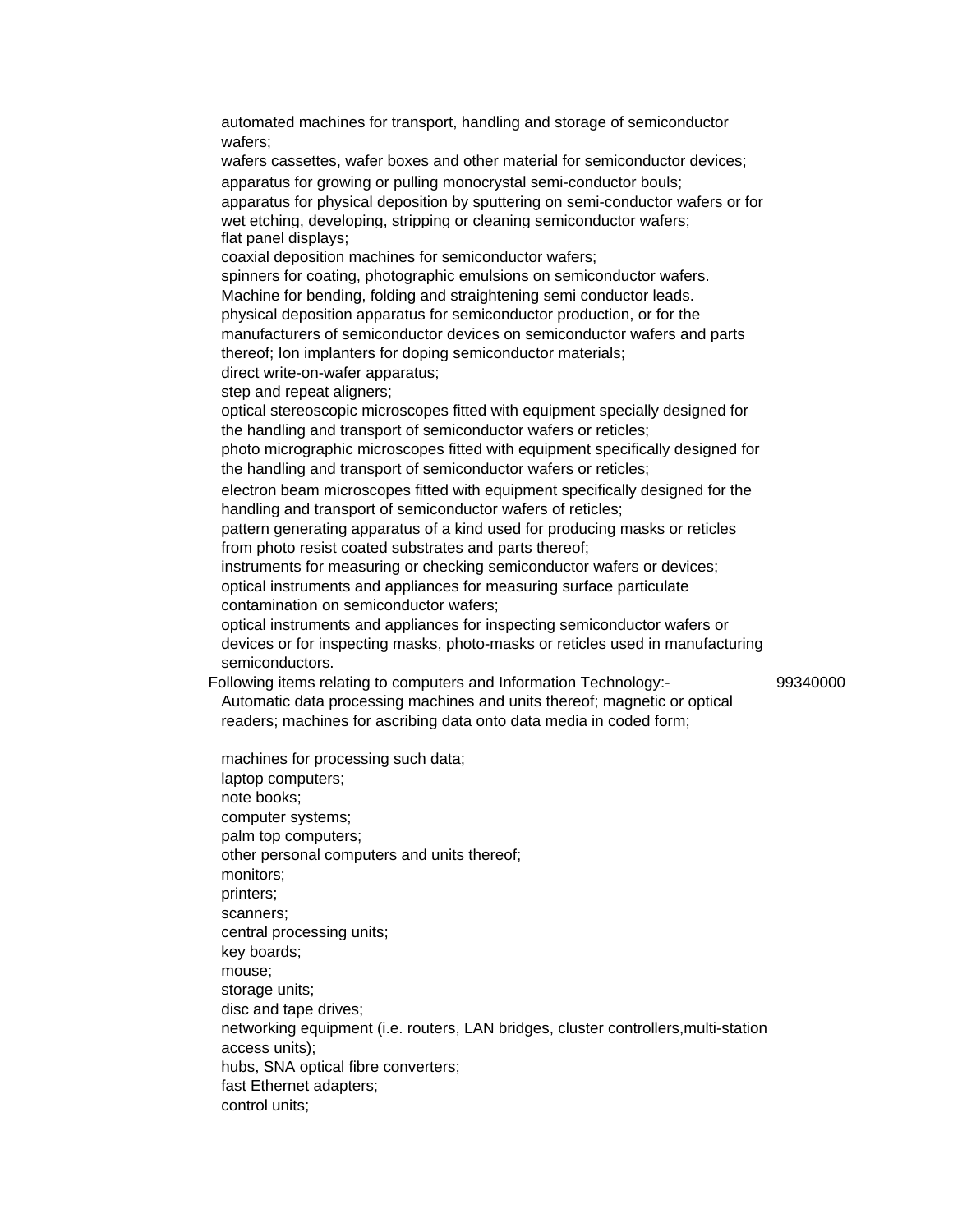automated machines for transport, handling and storage of semiconductor wafers;
wafers cassettes, wafer boxes and other material for semiconductor devices;
apparatus for growing or pulling monocrystal semi-conductor bouls;
apparatus for physical deposition by sputtering on semi-conductor wafers or for wet etching, developing, stripping or cleaning semiconductor wafers;
flat panel displays;
coaxial deposition machines for semiconductor wafers;
spinners for coating, photographic emulsions on semiconductor wafers.
Machine for bending, folding and straightening semi conductor leads.
physical deposition apparatus for semiconductor production, or for the manufacturers of semiconductor devices on semiconductor wafers and parts thereof; Ion implanters for doping semiconductor materials;
direct write-on-wafer apparatus;
step and repeat aligners;
optical stereoscopic microscopes fitted with equipment specially designed for the handling and transport of semiconductor wafers or reticles;
photo micrographic microscopes fitted with equipment specifically designed for the handling and transport of semiconductor wafers or reticles;
electron beam microscopes fitted with equipment specifically designed for the handling and transport of semiconductor wafers of reticles;
pattern generating apparatus of a kind used for producing masks or reticles from photo resist coated substrates and parts thereof;
instruments for measuring or checking semiconductor wafers or devices;
optical instruments and appliances for measuring surface particulate contamination on semiconductor wafers;
optical instruments and appliances for inspecting semiconductor wafers or devices or for inspecting masks, photo-masks or reticles used in manufacturing semiconductors.

| Following items relating to computers and Information Technology:- | 99340000 |
|---|---|

Automatic data processing machines and units thereof; magnetic or optical readers; machines for ascribing data onto data media in coded form;

machines for processing such data;
laptop computers;
note books;
computer systems;
palm top computers;
other personal computers and units thereof;
monitors;
printers;
scanners;
central processing units;
key boards;
mouse;
storage units;
disc and tape drives;
networking equipment (i.e. routers, LAN bridges, cluster controllers,multi-station access units);
hubs, SNA optical fibre converters;
fast Ethernet adapters;
control units;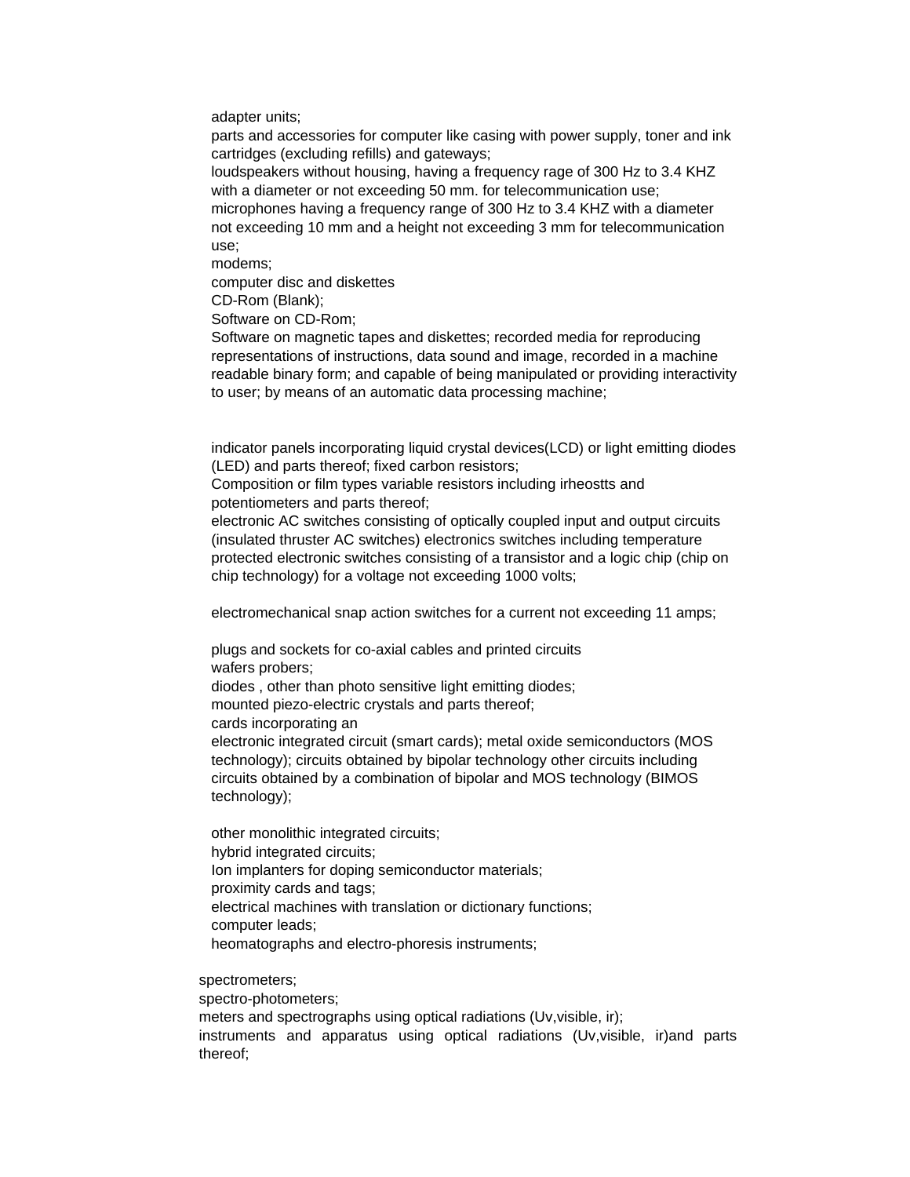adapter units;
parts and accessories for computer like casing with power supply, toner and ink cartridges (excluding refills) and gateways;
loudspeakers without housing, having a frequency rage of 300 Hz to 3.4 KHZ with a diameter or not exceeding 50 mm. for telecommunication use;
microphones having a frequency range of 300 Hz to 3.4 KHZ with a diameter not exceeding 10 mm and a height not exceeding 3 mm for telecommunication use;
modems;
computer disc and diskettes
CD-Rom (Blank);
Software on CD-Rom;
Software on magnetic tapes and diskettes; recorded media for reproducing representations of instructions, data sound and image, recorded in a machine readable binary form; and capable of being manipulated or providing interactivity to user; by means of an automatic data processing machine;

indicator panels incorporating liquid crystal devices(LCD) or light emitting diodes (LED) and parts thereof; fixed carbon resistors;
Composition or film types variable resistors including irheostts and potentiometers and parts thereof;
electronic AC switches consisting of optically coupled input and output circuits (insulated thruster AC switches) electronics switches including temperature protected electronic switches consisting of a transistor and a logic chip (chip on chip technology) for a voltage not exceeding 1000 volts;

electromechanical snap action switches for a current not exceeding 11 amps;

plugs and sockets for co-axial cables and printed circuits
wafers probers;
diodes , other than photo sensitive light emitting diodes;
mounted piezo-electric crystals and parts thereof;
cards incorporating an
electronic integrated circuit (smart cards); metal oxide semiconductors (MOS technology); circuits obtained by bipolar technology other circuits including circuits obtained by a combination of bipolar and MOS technology (BIMOS technology);

other monolithic integrated circuits;
hybrid integrated circuits;
Ion implanters for doping semiconductor materials;
proximity cards and tags;
electrical machines with translation or dictionary functions;
computer leads;
heomatographs and electro-phoresis instruments;

spectrometers;
spectro-photometers;
meters and spectrographs using optical radiations (Uv,visible, ir);
instruments and apparatus using optical radiations (Uv,visible, ir)and parts thereof;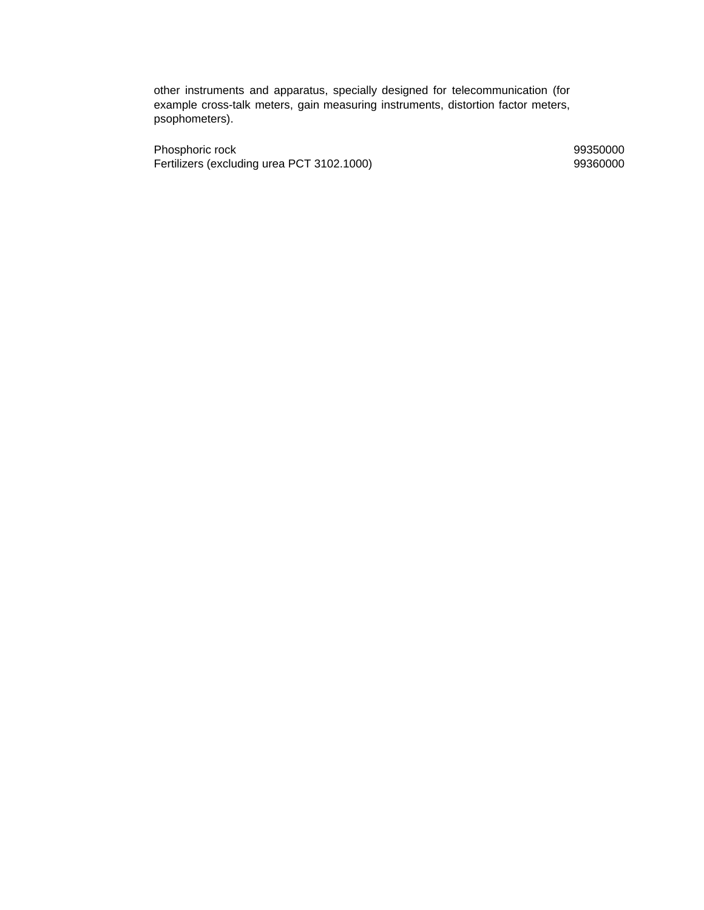other instruments and apparatus, specially designed for telecommunication (for example cross-talk meters, gain measuring instruments, distortion factor meters, psophometers).

| | |
|---|---|
| Phosphoric rock | 99350000 |
| Fertilizers (excluding urea PCT 3102.1000) | 99360000 |